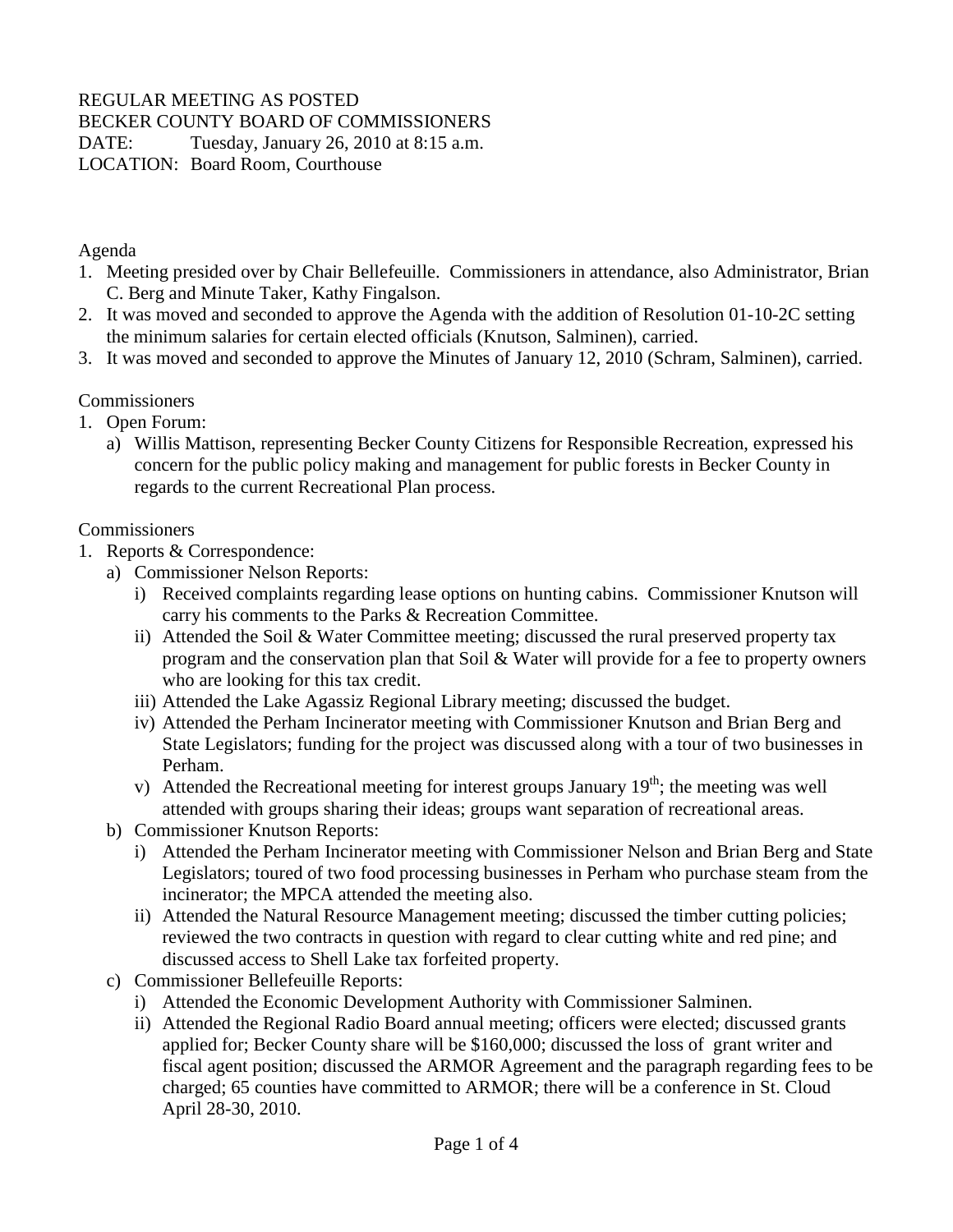REGULAR MEETING AS POSTED
BECKER COUNTY BOARD OF COMMISSIONERS
DATE: Tuesday, January 26, 2010 at 8:15 a.m.
LOCATION: Board Room, Courthouse

Agenda

1. Meeting presided over by Chair Bellefeuille. Commissioners in attendance, also Administrator, Brian C. Berg and Minute Taker, Kathy Fingalson.
2. It was moved and seconded to approve the Agenda with the addition of Resolution 01-10-2C setting the minimum salaries for certain elected officials (Knutson, Salminen), carried.
3. It was moved and seconded to approve the Minutes of January 12, 2010 (Schram, Salminen), carried.

Commissioners

1. Open Forum:
   a) Willis Mattison, representing Becker County Citizens for Responsible Recreation, expressed his concern for the public policy making and management for public forests in Becker County in regards to the current Recreational Plan process.

Commissioners

1. Reports & Correspondence:
   a) Commissioner Nelson Reports:
      i) Received complaints regarding lease options on hunting cabins. Commissioner Knutson will carry his comments to the Parks & Recreation Committee.
      ii) Attended the Soil & Water Committee meeting; discussed the rural preserved property tax program and the conservation plan that Soil & Water will provide for a fee to property owners who are looking for this tax credit.
      iii) Attended the Lake Agassiz Regional Library meeting; discussed the budget.
      iv) Attended the Perham Incinerator meeting with Commissioner Knutson and Brian Berg and State Legislators; funding for the project was discussed along with a tour of two businesses in Perham.
      v) Attended the Recreational meeting for interest groups January 19th; the meeting was well attended with groups sharing their ideas; groups want separation of recreational areas.
   b) Commissioner Knutson Reports:
      i) Attended the Perham Incinerator meeting with Commissioner Nelson and Brian Berg and State Legislators; toured of two food processing businesses in Perham who purchase steam from the incinerator; the MPCA attended the meeting also.
      ii) Attended the Natural Resource Management meeting; discussed the timber cutting policies; reviewed the two contracts in question with regard to clear cutting white and red pine; and discussed access to Shell Lake tax forfeited property.
   c) Commissioner Bellefeuille Reports:
      i) Attended the Economic Development Authority with Commissioner Salminen.
      ii) Attended the Regional Radio Board annual meeting; officers were elected; discussed grants applied for; Becker County share will be $160,000; discussed the loss of grant writer and fiscal agent position; discussed the ARMOR Agreement and the paragraph regarding fees to be charged; 65 counties have committed to ARMOR; there will be a conference in St. Cloud April 28-30, 2010.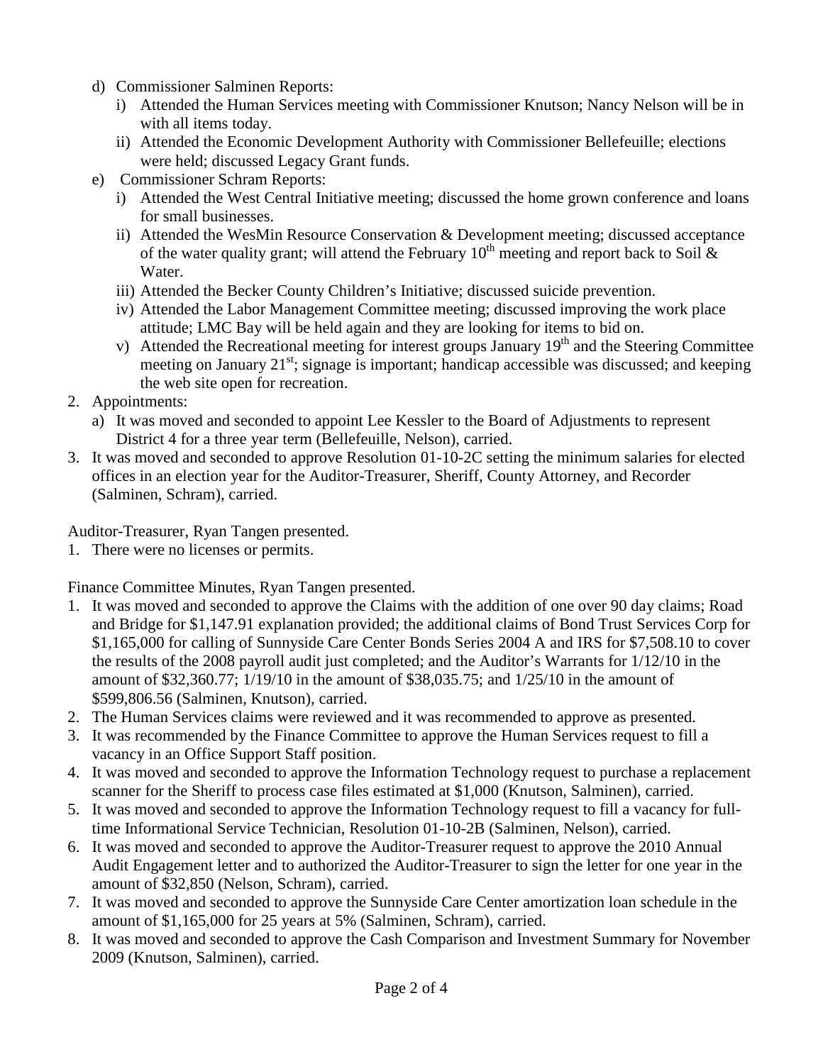d) Commissioner Salminen Reports:
   i) Attended the Human Services meeting with Commissioner Knutson; Nancy Nelson will be in with all items today.
   ii) Attended the Economic Development Authority with Commissioner Bellefeuille; elections were held; discussed Legacy Grant funds.
e) Commissioner Schram Reports:
   i) Attended the West Central Initiative meeting; discussed the home grown conference and loans for small businesses.
   ii) Attended the WesMin Resource Conservation & Development meeting; discussed acceptance of the water quality grant; will attend the February 10th meeting and report back to Soil & Water.
   iii) Attended the Becker County Children's Initiative; discussed suicide prevention.
   iv) Attended the Labor Management Committee meeting; discussed improving the work place attitude; LMC Bay will be held again and they are looking for items to bid on.
   v) Attended the Recreational meeting for interest groups January 19th and the Steering Committee meeting on January 21st; signage is important; handicap accessible was discussed; and keeping the web site open for recreation.

2. Appointments:
   a) It was moved and seconded to appoint Lee Kessler to the Board of Adjustments to represent District 4 for a three year term (Bellefeuille, Nelson), carried.
3. It was moved and seconded to approve Resolution 01-10-2C setting the minimum salaries for elected offices in an election year for the Auditor-Treasurer, Sheriff, County Attorney, and Recorder (Salminen, Schram), carried.

Auditor-Treasurer, Ryan Tangen presented.

1. There were no licenses or permits.

Finance Committee Minutes, Ryan Tangen presented.

1. It was moved and seconded to approve the Claims with the addition of one over 90 day claims; Road and Bridge for $1,147.91 explanation provided; the additional claims of Bond Trust Services Corp for $1,165,000 for calling of Sunnyside Care Center Bonds Series 2004 A and IRS for $7,508.10 to cover the results of the 2008 payroll audit just completed; and the Auditor's Warrants for 1/12/10 in the amount of $32,360.77; 1/19/10 in the amount of $38,035.75; and 1/25/10 in the amount of $599,806.56 (Salminen, Knutson), carried.
2. The Human Services claims were reviewed and it was recommended to approve as presented.
3. It was recommended by the Finance Committee to approve the Human Services request to fill a vacancy in an Office Support Staff position.
4. It was moved and seconded to approve the Information Technology request to purchase a replacement scanner for the Sheriff to process case files estimated at $1,000 (Knutson, Salminen), carried.
5. It was moved and seconded to approve the Information Technology request to fill a vacancy for full-time Informational Service Technician, Resolution 01-10-2B (Salminen, Nelson), carried.
6. It was moved and seconded to approve the Auditor-Treasurer request to approve the 2010 Annual Audit Engagement letter and to authorized the Auditor-Treasurer to sign the letter for one year in the amount of $32,850 (Nelson, Schram), carried.
7. It was moved and seconded to approve the Sunnyside Care Center amortization loan schedule in the amount of $1,165,000 for 25 years at 5% (Salminen, Schram), carried.
8. It was moved and seconded to approve the Cash Comparison and Investment Summary for November 2009 (Knutson, Salminen), carried.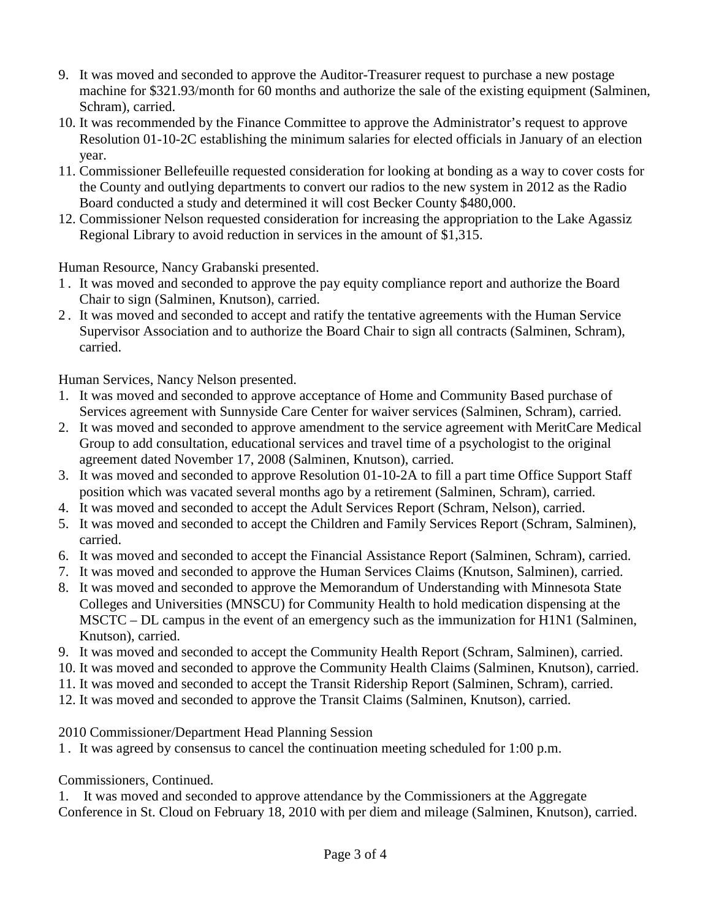9. It was moved and seconded to approve the Auditor-Treasurer request to purchase a new postage machine for $321.93/month for 60 months and authorize the sale of the existing equipment (Salminen, Schram), carried.
10. It was recommended by the Finance Committee to approve the Administrator's request to approve Resolution 01-10-2C establishing the minimum salaries for elected officials in January of an election year.
11. Commissioner Bellefeuille requested consideration for looking at bonding as a way to cover costs for the County and outlying departments to convert our radios to the new system in 2012 as the Radio Board conducted a study and determined it will cost Becker County $480,000.
12. Commissioner Nelson requested consideration for increasing the appropriation to the Lake Agassiz Regional Library to avoid reduction in services in the amount of $1,315.

Human Resource, Nancy Grabanski presented.

1. It was moved and seconded to approve the pay equity compliance report and authorize the Board Chair to sign (Salminen, Knutson), carried.
2. It was moved and seconded to accept and ratify the tentative agreements with the Human Service Supervisor Association and to authorize the Board Chair to sign all contracts (Salminen, Schram), carried.

Human Services, Nancy Nelson presented.

1. It was moved and seconded to approve acceptance of Home and Community Based purchase of Services agreement with Sunnyside Care Center for waiver services (Salminen, Schram), carried.
2. It was moved and seconded to approve amendment to the service agreement with MeritCare Medical Group to add consultation, educational services and travel time of a psychologist to the original agreement dated November 17, 2008 (Salminen, Knutson), carried.
3. It was moved and seconded to approve Resolution 01-10-2A to fill a part time Office Support Staff position which was vacated several months ago by a retirement (Salminen, Schram), carried.
4. It was moved and seconded to accept the Adult Services Report (Schram, Nelson), carried.
5. It was moved and seconded to accept the Children and Family Services Report (Schram, Salminen), carried.
6. It was moved and seconded to accept the Financial Assistance Report (Salminen, Schram), carried.
7. It was moved and seconded to approve the Human Services Claims (Knutson, Salminen), carried.
8. It was moved and seconded to approve the Memorandum of Understanding with Minnesota State Colleges and Universities (MNSCU) for Community Health to hold medication dispensing at the MSCTC – DL campus in the event of an emergency such as the immunization for H1N1 (Salminen, Knutson), carried.
9. It was moved and seconded to accept the Community Health Report (Schram, Salminen), carried.
10. It was moved and seconded to approve the Community Health Claims (Salminen, Knutson), carried.
11. It was moved and seconded to accept the Transit Ridership Report (Salminen, Schram), carried.
12. It was moved and seconded to approve the Transit Claims (Salminen, Knutson), carried.

2010 Commissioner/Department Head Planning Session

1. It was agreed by consensus to cancel the continuation meeting scheduled for 1:00 p.m.

Commissioners, Continued.

1. It was moved and seconded to approve attendance by the Commissioners at the Aggregate Conference in St. Cloud on February 18, 2010 with per diem and mileage (Salminen, Knutson), carried.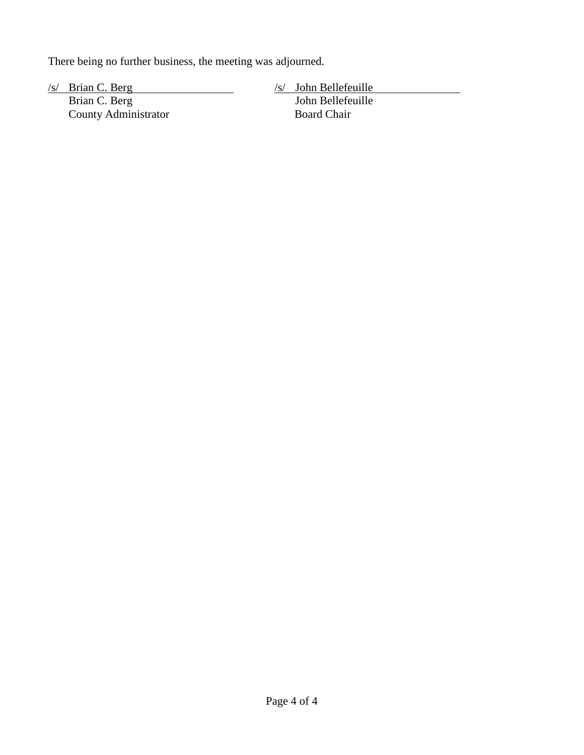There being no further business, the meeting was adjourned.

| | |
|---|---|
| /s/ Brian C. Berg | /s/ John Bellefeuille |
| Brian C. Berg | John Bellefeuille |
| County Administrator | Board Chair |